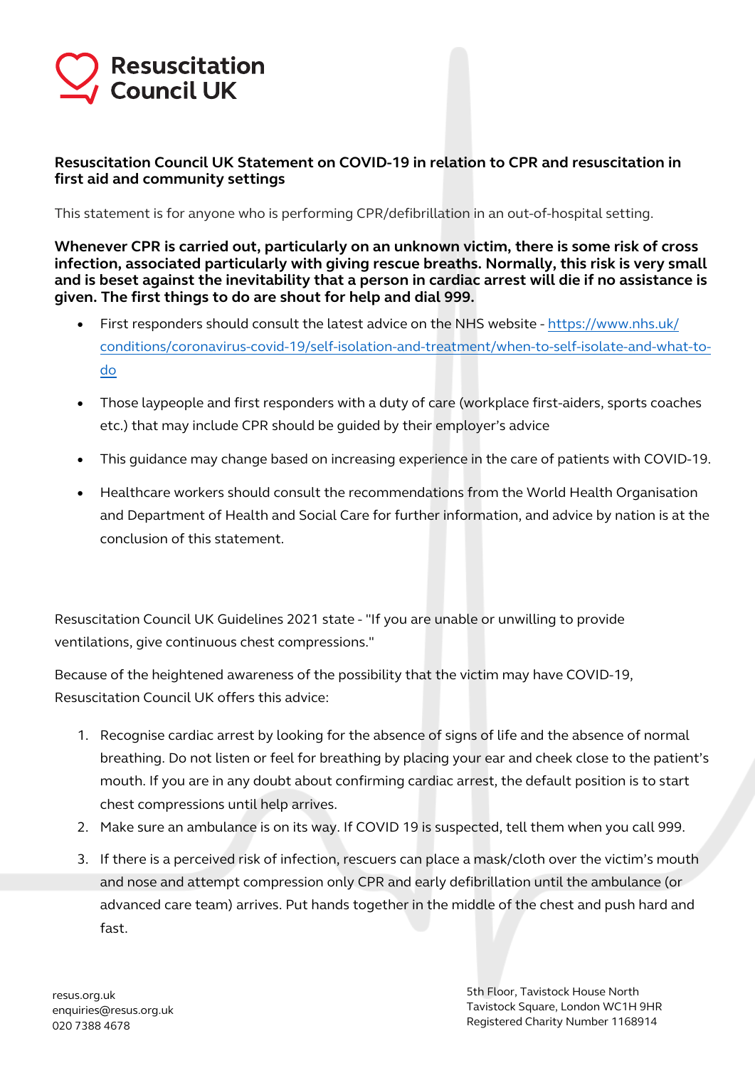Resuscitation Council UK

**Resuscitation Council UK Statement on COVID-19 in relation to CPR and resuscitation in first aid and community settings**

This statement is for anyone who is performing CPR/defibrillation in an out-of-hospital setting.

**Whenever CPR is carried out, particularly on an unknown victim, there is some risk of cross infection, associated particularly with giving rescue breaths. Normally, this risk is very small and is beset against the inevitability that a person in cardiac arrest will die if no assistance is given. The first things to do are shout for help and dial 999.**

- First responders should consult the latest advice on the NHS website - https://www.nhs.uk/conditions/coronavirus-covid-19/self-isolation-and-treatment/when-to-self-isolate-and-what-to-do
- Those laypeople and first responders with a duty of care (workplace first-aiders, sports coaches etc.) that may include CPR should be guided by their employer's advice
- This guidance may change based on increasing experience in the care of patients with COVID-19.
- Healthcare workers should consult the recommendations from the World Health Organisation and Department of Health and Social Care for further information, and advice by nation is at the conclusion of this statement.

Resuscitation Council UK Guidelines 2021 state - "If you are unable or unwilling to provide ventilations, give continuous chest compressions."

Because of the heightened awareness of the possibility that the victim may have COVID-19, Resuscitation Council UK offers this advice:

1. Recognise cardiac arrest by looking for the absence of signs of life and the absence of normal breathing. Do not listen or feel for breathing by placing your ear and cheek close to the patient's mouth. If you are in any doubt about confirming cardiac arrest, the default position is to start chest compressions until help arrives.
2. Make sure an ambulance is on its way. If COVID 19 is suspected, tell them when you call 999.
3. If there is a perceived risk of infection, rescuers can place a mask/cloth over the victim's mouth and nose and attempt compression only CPR and early defibrillation until the ambulance (or advanced care team) arrives. Put hands together in the middle of the chest and push hard and fast.

resus.org.uk
enquiries@resus.org.uk
020 7388 4678

5th Floor, Tavistock House North
Tavistock Square, London WC1H 9HR
Registered Charity Number 1168914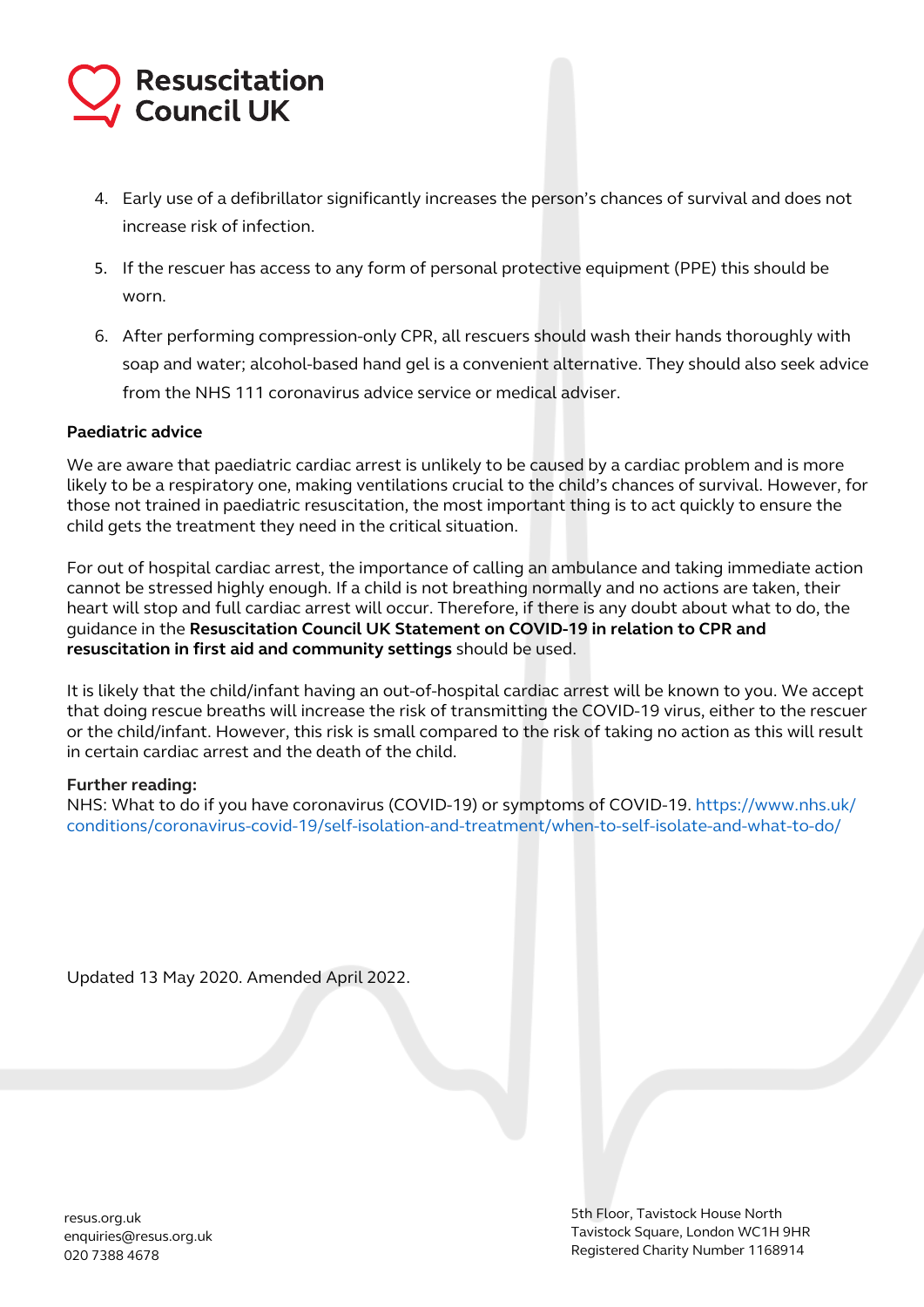4. Early use of a defibrillator significantly increases the person's chances of survival and does not increase risk of infection.
5. If the rescuer has access to any form of personal protective equipment (PPE) this should be worn.
6. After performing compression-only CPR, all rescuers should wash their hands thoroughly with soap and water; alcohol-based hand gel is a convenient alternative. They should also seek advice from the NHS 111 coronavirus advice service or medical adviser.

**Paediatric advice**

We are aware that paediatric cardiac arrest is unlikely to be caused by a cardiac problem and is more likely to be a respiratory one, making ventilations crucial to the child's chances of survival. However, for those not trained in paediatric resuscitation, the most important thing is to act quickly to ensure the child gets the treatment they need in the critical situation.

For out of hospital cardiac arrest, the importance of calling an ambulance and taking immediate action cannot be stressed highly enough. If a child is not breathing normally and no actions are taken, their heart will stop and full cardiac arrest will occur. Therefore, if there is any doubt about what to do, the guidance in the **Resuscitation Council UK Statement on COVID-19 in relation to CPR and resuscitation in first aid and community settings** should be used.

It is likely that the child/infant having an out-of-hospital cardiac arrest will be known to you. We accept that doing rescue breaths will increase the risk of transmitting the COVID-19 virus, either to the rescuer or the child/infant. However, this risk is small compared to the risk of taking no action as this will result in certain cardiac arrest and the death of the child.

**Further reading:**
NHS: What to do if you have coronavirus (COVID-19) or symptoms of COVID-19. https://www.nhs.uk/conditions/coronavirus-covid-19/self-isolation-and-treatment/when-to-self-isolate-and-what-to-do/

Updated 13 May 2020. Amended April 2022.

resus.org.uk
enquiries@resus.org.uk
020 7388 4678

5th Floor, Tavistock House North
Tavistock Square, London WC1H 9HR
Registered Charity Number 1168914